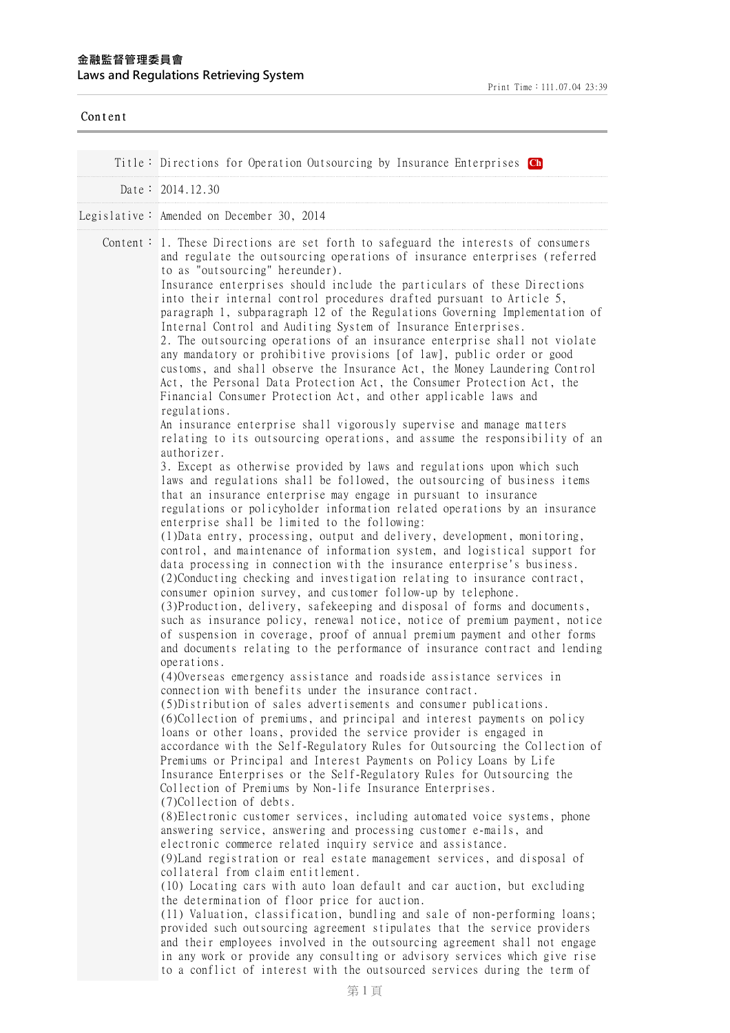**金融監督管理委員會**
**Laws and Regulations Retrieving System**

Print Time：111.07.04 23:39

Content

Title： Directions for Operation Outsourcing by Insurance Enterprises Ch

Date： 2014.12.30

Legislative： Amended on December 30, 2014

Content：

1. These Directions are set forth to safeguard the interests of consumers and regulate the outsourcing operations of insurance enterprises (referred to as "outsourcing" hereunder).

Insurance enterprises should include the particulars of these Directions into their internal control procedures drafted pursuant to Article 5, paragraph 1, subparagraph 12 of the Regulations Governing Implementation of Internal Control and Auditing System of Insurance Enterprises.

2. The outsourcing operations of an insurance enterprise shall not violate any mandatory or prohibitive provisions [of law], public order or good customs, and shall observe the Insurance Act, the Money Laundering Control Act, the Personal Data Protection Act, the Consumer Protection Act, the Financial Consumer Protection Act, and other applicable laws and regulations.

An insurance enterprise shall vigorously supervise and manage matters relating to its outsourcing operations, and assume the responsibility of an authorizer.

3. Except as otherwise provided by laws and regulations upon which such laws and regulations shall be followed, the outsourcing of business items that an insurance enterprise may engage in pursuant to insurance regulations or policyholder information related operations by an insurance enterprise shall be limited to the following:

(1)Data entry, processing, output and delivery, development, monitoring, control, and maintenance of information system, and logistical support for data processing in connection with the insurance enterprise's business.

(2)Conducting checking and investigation relating to insurance contract, consumer opinion survey, and customer follow-up by telephone.

(3)Production, delivery, safekeeping and disposal of forms and documents, such as insurance policy, renewal notice, notice of premium payment, notice of suspension in coverage, proof of annual premium payment and other forms and documents relating to the performance of insurance contract and lending operations.

(4)Overseas emergency assistance and roadside assistance services in connection with benefits under the insurance contract.

(5)Distribution of sales advertisements and consumer publications.

(6)Collection of premiums, and principal and interest payments on policy loans or other loans, provided the service provider is engaged in accordance with the Self-Regulatory Rules for Outsourcing the Collection of Premiums or Principal and Interest Payments on Policy Loans by Life Insurance Enterprises or the Self-Regulatory Rules for Outsourcing the Collection of Premiums by Non-life Insurance Enterprises.

(7)Collection of debts.

(8)Electronic customer services, including automated voice systems, phone answering service, answering and processing customer e-mails, and electronic commerce related inquiry service and assistance.

(9)Land registration or real estate management services, and disposal of collateral from claim entitlement.

(10) Locating cars with auto loan default and car auction, but excluding the determination of floor price for auction.

(11) Valuation, classification, bundling and sale of non-performing loans; provided such outsourcing agreement stipulates that the service providers and their employees involved in the outsourcing agreement shall not engage in any work or provide any consulting or advisory services which give rise to a conflict of interest with the outsourced services during the term of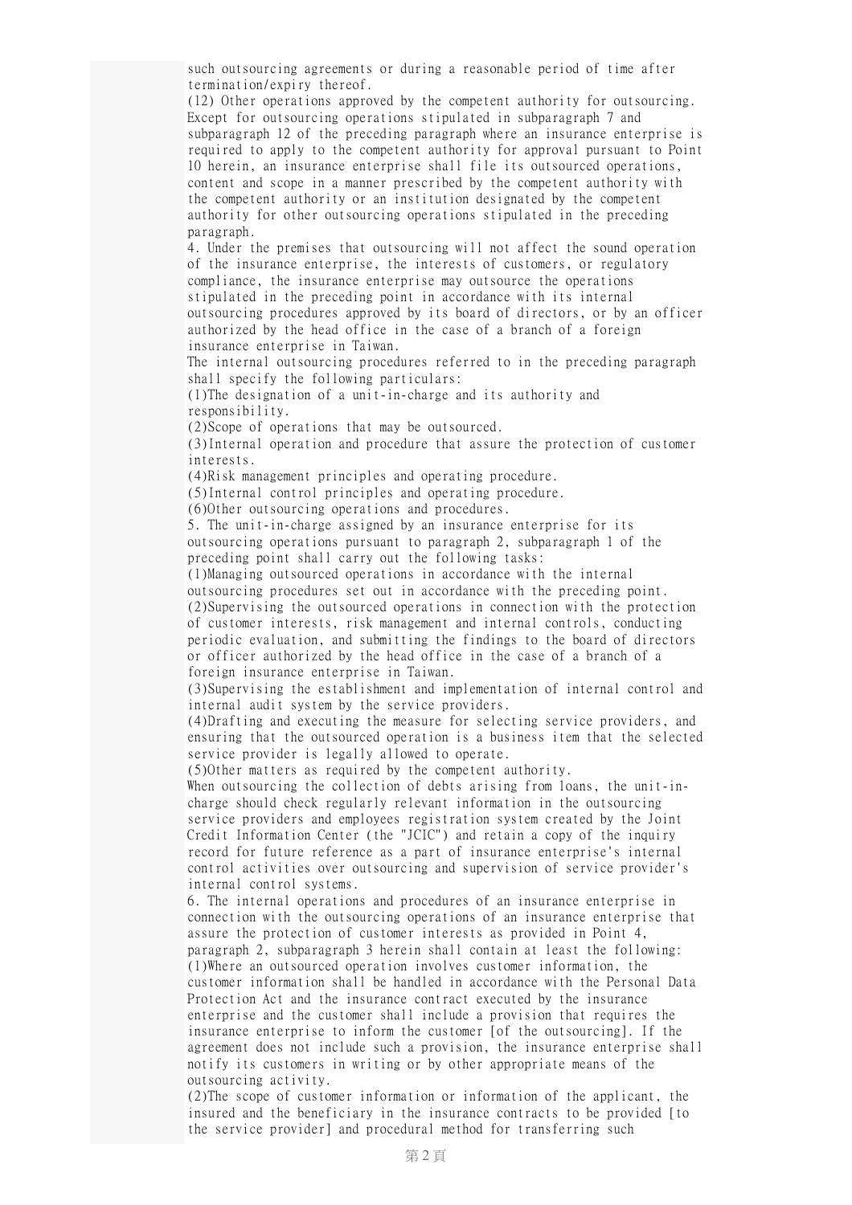such outsourcing agreements or during a reasonable period of time after termination/expiry thereof.

(12) Other operations approved by the competent authority for outsourcing.

Except for outsourcing operations stipulated in subparagraph 7 and subparagraph 12 of the preceding paragraph where an insurance enterprise is required to apply to the competent authority for approval pursuant to Point 10 herein, an insurance enterprise shall file its outsourced operations, content and scope in a manner prescribed by the competent authority with the competent authority or an institution designated by the competent authority for other outsourcing operations stipulated in the preceding paragraph.

4. Under the premises that outsourcing will not affect the sound operation of the insurance enterprise, the interests of customers, or regulatory compliance, the insurance enterprise may outsource the operations stipulated in the preceding point in accordance with its internal outsourcing procedures approved by its board of directors, or by an officer authorized by the head office in the case of a branch of a foreign insurance enterprise in Taiwan.

The internal outsourcing procedures referred to in the preceding paragraph shall specify the following particulars:

(1)The designation of a unit-in-charge and its authority and responsibility.

(2)Scope of operations that may be outsourced.

(3)Internal operation and procedure that assure the protection of customer interests.

(4)Risk management principles and operating procedure.

(5)Internal control principles and operating procedure.

(6)Other outsourcing operations and procedures.

5. The unit-in-charge assigned by an insurance enterprise for its outsourcing operations pursuant to paragraph 2, subparagraph 1 of the preceding point shall carry out the following tasks:

(1)Managing outsourced operations in accordance with the internal outsourcing procedures set out in accordance with the preceding point.

(2)Supervising the outsourced operations in connection with the protection of customer interests, risk management and internal controls, conducting periodic evaluation, and submitting the findings to the board of directors or officer authorized by the head office in the case of a branch of a foreign insurance enterprise in Taiwan.

(3)Supervising the establishment and implementation of internal control and internal audit system by the service providers.

(4)Drafting and executing the measure for selecting service providers, and ensuring that the outsourced operation is a business item that the selected service provider is legally allowed to operate.

(5)Other matters as required by the competent authority.

When outsourcing the collection of debts arising from loans, the unit-in-charge should check regularly relevant information in the outsourcing service providers and employees registration system created by the Joint Credit Information Center (the "JCIC") and retain a copy of the inquiry record for future reference as a part of insurance enterprise's internal control activities over outsourcing and supervision of service provider's internal control systems.

6. The internal operations and procedures of an insurance enterprise in connection with the outsourcing operations of an insurance enterprise that assure the protection of customer interests as provided in Point 4, paragraph 2, subparagraph 3 herein shall contain at least the following:

(1)Where an outsourced operation involves customer information, the customer information shall be handled in accordance with the Personal Data Protection Act and the insurance contract executed by the insurance enterprise and the customer shall include a provision that requires the insurance enterprise to inform the customer [of the outsourcing]. If the agreement does not include such a provision, the insurance enterprise shall notify its customers in writing or by other appropriate means of the outsourcing activity.

(2)The scope of customer information or information of the applicant, the insured and the beneficiary in the insurance contracts to be provided [to the service provider] and procedural method for transferring such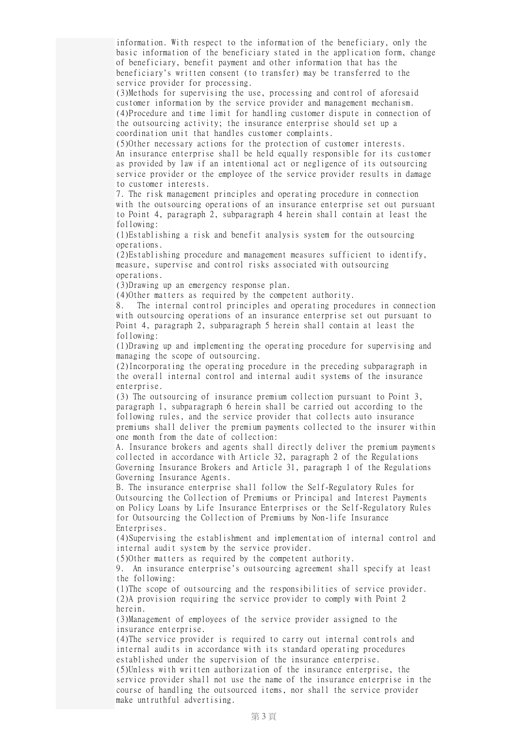information. With respect to the information of the beneficiary, only the basic information of the beneficiary stated in the application form, change of beneficiary, benefit payment and other information that has the beneficiary's written consent (to transfer) may be transferred to the service provider for processing.

(3)Methods for supervising the use, processing and control of aforesaid customer information by the service provider and management mechanism.

(4)Procedure and time limit for handling customer dispute in connection of the outsourcing activity; the insurance enterprise should set up a coordination unit that handles customer complaints.

(5)Other necessary actions for the protection of customer interests.

An insurance enterprise shall be held equally responsible for its customer as provided by law if an intentional act or negligence of its outsourcing service provider or the employee of the service provider results in damage to customer interests.

7. The risk management principles and operating procedure in connection with the outsourcing operations of an insurance enterprise set out pursuant to Point 4, paragraph 2, subparagraph 4 herein shall contain at least the following:

(1)Establishing a risk and benefit analysis system for the outsourcing operations.

(2)Establishing procedure and management measures sufficient to identify, measure, supervise and control risks associated with outsourcing operations.

(3)Drawing up an emergency response plan.

(4)Other matters as required by the competent authority.

8. The internal control principles and operating procedures in connection with outsourcing operations of an insurance enterprise set out pursuant to Point 4, paragraph 2, subparagraph 5 herein shall contain at least the following:

(1)Drawing up and implementing the operating procedure for supervising and managing the scope of outsourcing.

(2)Incorporating the operating procedure in the preceding subparagraph in the overall internal control and internal audit systems of the insurance enterprise.

(3) The outsourcing of insurance premium collection pursuant to Point 3, paragraph 1, subparagraph 6 herein shall be carried out according to the following rules, and the service provider that collects auto insurance premiums shall deliver the premium payments collected to the insurer within one month from the date of collection:

A. Insurance brokers and agents shall directly deliver the premium payments collected in accordance with Article 32, paragraph 2 of the Regulations Governing Insurance Brokers and Article 31, paragraph 1 of the Regulations Governing Insurance Agents.

B. The insurance enterprise shall follow the Self-Regulatory Rules for Outsourcing the Collection of Premiums or Principal and Interest Payments on Policy Loans by Life Insurance Enterprises or the Self-Regulatory Rules for Outsourcing the Collection of Premiums by Non-life Insurance Enterprises.

(4)Supervising the establishment and implementation of internal control and internal audit system by the service provider.

(5)Other matters as required by the competent authority.

9. An insurance enterprise's outsourcing agreement shall specify at least the following:

(1)The scope of outsourcing and the responsibilities of service provider.

(2)A provision requiring the service provider to comply with Point 2 herein.

(3)Management of employees of the service provider assigned to the insurance enterprise.

(4)The service provider is required to carry out internal controls and internal audits in accordance with its standard operating procedures established under the supervision of the insurance enterprise.

(5)Unless with written authorization of the insurance enterprise, the service provider shall not use the name of the insurance enterprise in the course of handling the outsourced items, nor shall the service provider make untruthful advertising.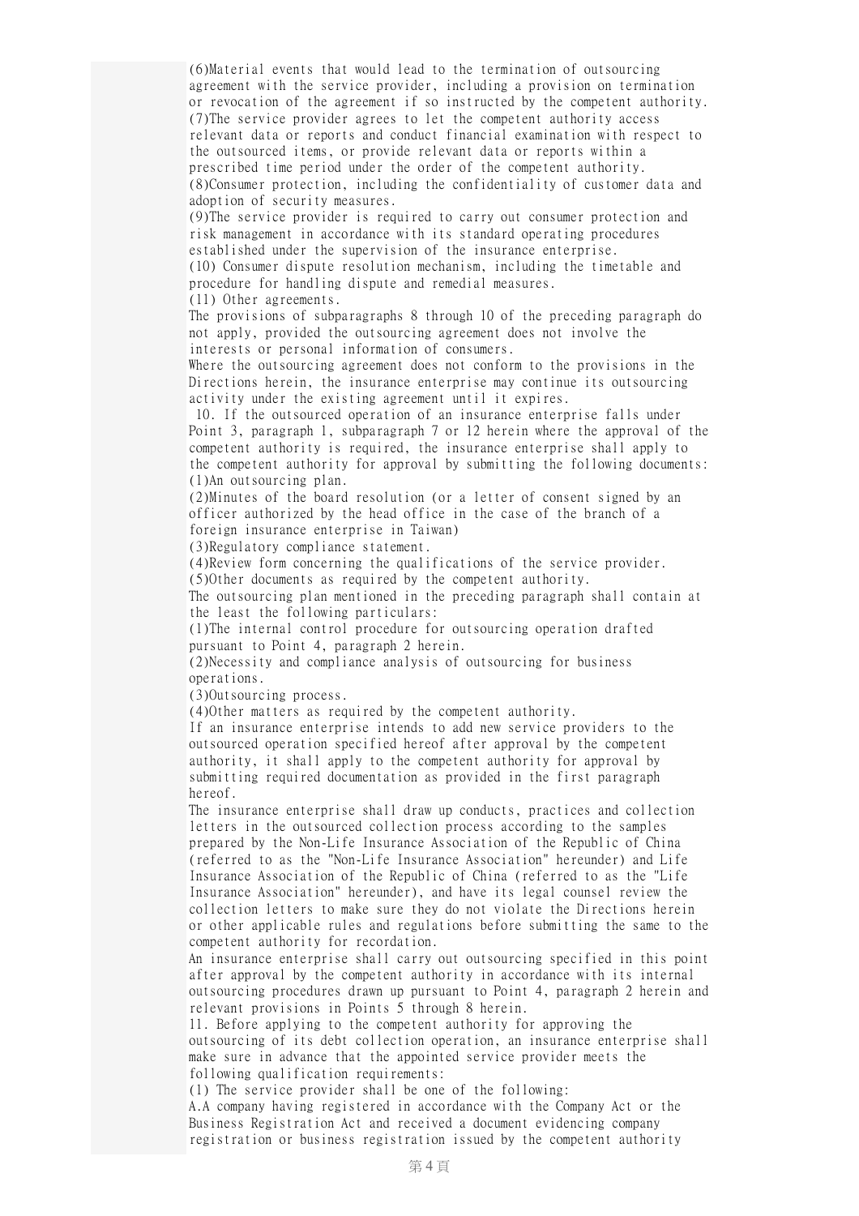(6)Material events that would lead to the termination of outsourcing agreement with the service provider, including a provision on termination or revocation of the agreement if so instructed by the competent authority.

(7)The service provider agrees to let the competent authority access relevant data or reports and conduct financial examination with respect to the outsourced items, or provide relevant data or reports within a prescribed time period under the order of the competent authority.

(8)Consumer protection, including the confidentiality of customer data and adoption of security measures.

(9)The service provider is required to carry out consumer protection and risk management in accordance with its standard operating procedures established under the supervision of the insurance enterprise.

(10) Consumer dispute resolution mechanism, including the timetable and procedure for handling dispute and remedial measures.

(11) Other agreements.

The provisions of subparagraphs 8 through 10 of the preceding paragraph do not apply, provided the outsourcing agreement does not involve the interests or personal information of consumers.

Where the outsourcing agreement does not conform to the provisions in the Directions herein, the insurance enterprise may continue its outsourcing activity under the existing agreement until it expires.

10. If the outsourced operation of an insurance enterprise falls under Point 3, paragraph 1, subparagraph 7 or 12 herein where the approval of the competent authority is required, the insurance enterprise shall apply to the competent authority for approval by submitting the following documents:

(1)An outsourcing plan.

(2)Minutes of the board resolution (or a letter of consent signed by an officer authorized by the head office in the case of the branch of a foreign insurance enterprise in Taiwan)

(3)Regulatory compliance statement.

(4)Review form concerning the qualifications of the service provider.

(5)Other documents as required by the competent authority.

The outsourcing plan mentioned in the preceding paragraph shall contain at the least the following particulars:

(1)The internal control procedure for outsourcing operation drafted pursuant to Point 4, paragraph 2 herein.

(2)Necessity and compliance analysis of outsourcing for business operations.

(3)Outsourcing process.

(4)Other matters as required by the competent authority.

If an insurance enterprise intends to add new service providers to the outsourced operation specified hereof after approval by the competent authority, it shall apply to the competent authority for approval by submitting required documentation as provided in the first paragraph hereof.

The insurance enterprise shall draw up conducts, practices and collection letters in the outsourced collection process according to the samples prepared by the Non-Life Insurance Association of the Republic of China (referred to as the "Non-Life Insurance Association" hereunder) and Life Insurance Association of the Republic of China (referred to as the "Life Insurance Association" hereunder), and have its legal counsel review the collection letters to make sure they do not violate the Directions herein or other applicable rules and regulations before submitting the same to the competent authority for recordation.

An insurance enterprise shall carry out outsourcing specified in this point after approval by the competent authority in accordance with its internal outsourcing procedures drawn up pursuant to Point 4, paragraph 2 herein and relevant provisions in Points 5 through 8 herein.

11. Before applying to the competent authority for approving the outsourcing of its debt collection operation, an insurance enterprise shall make sure in advance that the appointed service provider meets the following qualification requirements:

(1) The service provider shall be one of the following:

A.A company having registered in accordance with the Company Act or the Business Registration Act and received a document evidencing company registration or business registration issued by the competent authority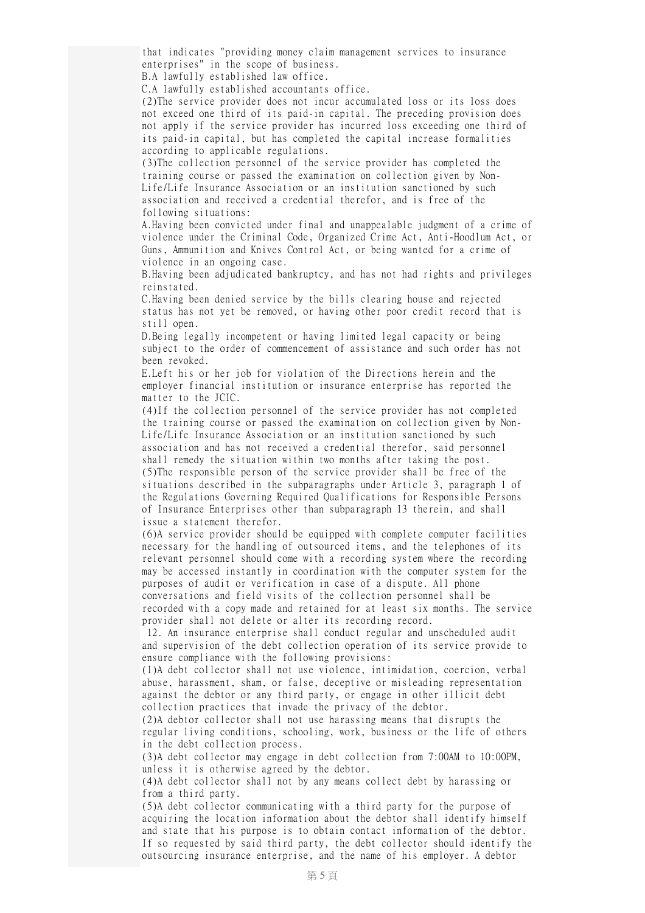that indicates "providing money claim management services to insurance enterprises" in the scope of business.

B.A lawfully established law office.

C.A lawfully established accountants office.

(2)The service provider does not incur accumulated loss or its loss does not exceed one third of its paid-in capital. The preceding provision does not apply if the service provider has incurred loss exceeding one third of its paid-in capital, but has completed the capital increase formalities according to applicable regulations.

(3)The collection personnel of the service provider has completed the training course or passed the examination on collection given by Non-Life/Life Insurance Association or an institution sanctioned by such association and received a credential therefor, and is free of the following situations:

A.Having been convicted under final and unappealable judgment of a crime of violence under the Criminal Code, Organized Crime Act, Anti-Hoodlum Act, or Guns, Ammunition and Knives Control Act, or being wanted for a crime of violence in an ongoing case.

B.Having been adjudicated bankruptcy, and has not had rights and privileges reinstated.

C.Having been denied service by the bills clearing house and rejected status has not yet be removed, or having other poor credit record that is still open.

D.Being legally incompetent or having limited legal capacity or being subject to the order of commencement of assistance and such order has not been revoked.

E.Left his or her job for violation of the Directions herein and the employer financial institution or insurance enterprise has reported the matter to the JCIC.

(4)If the collection personnel of the service provider has not completed the training course or passed the examination on collection given by Non-Life/Life Insurance Association or an institution sanctioned by such association and has not received a credential therefor, said personnel shall remedy the situation within two months after taking the post.

(5)The responsible person of the service provider shall be free of the situations described in the subparagraphs under Article 3, paragraph 1 of the Regulations Governing Required Qualifications for Responsible Persons of Insurance Enterprises other than subparagraph 13 therein, and shall issue a statement therefor.

(6)A service provider should be equipped with complete computer facilities necessary for the handling of outsourced items, and the telephones of its relevant personnel should come with a recording system where the recording may be accessed instantly in coordination with the computer system for the purposes of audit or verification in case of a dispute. All phone conversations and field visits of the collection personnel shall be recorded with a copy made and retained for at least six months. The service provider shall not delete or alter its recording record.

12. An insurance enterprise shall conduct regular and unscheduled audit and supervision of the debt collection operation of its service provide to ensure compliance with the following provisions:

(1)A debt collector shall not use violence, intimidation, coercion, verbal abuse, harassment, sham, or false, deceptive or misleading representation against the debtor or any third party, or engage in other illicit debt collection practices that invade the privacy of the debtor.

(2)A debtor collector shall not use harassing means that disrupts the regular living conditions, schooling, work, business or the life of others in the debt collection process.

(3)A debt collector may engage in debt collection from 7:00AM to 10:00PM, unless it is otherwise agreed by the debtor.

(4)A debt collector shall not by any means collect debt by harassing or from a third party.

(5)A debt collector communicating with a third party for the purpose of acquiring the location information about the debtor shall identify himself and state that his purpose is to obtain contact information of the debtor. If so requested by said third party, the debt collector should identify the outsourcing insurance enterprise, and the name of his employer. A debtor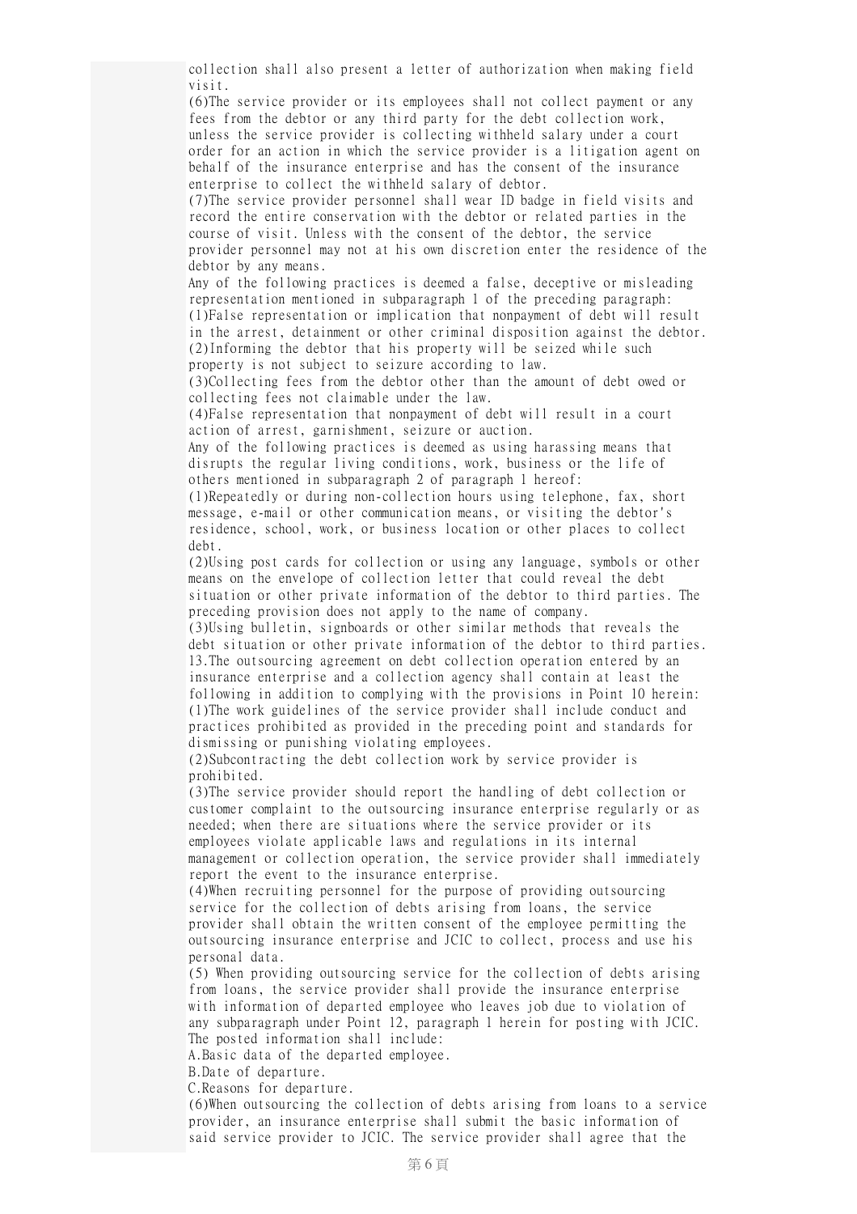collection shall also present a letter of authorization when making field visit.

(6)The service provider or its employees shall not collect payment or any fees from the debtor or any third party for the debt collection work, unless the service provider is collecting withheld salary under a court order for an action in which the service provider is a litigation agent on behalf of the insurance enterprise and has the consent of the insurance enterprise to collect the withheld salary of debtor.

(7)The service provider personnel shall wear ID badge in field visits and record the entire conservation with the debtor or related parties in the course of visit. Unless with the consent of the debtor, the service provider personnel may not at his own discretion enter the residence of the debtor by any means.

Any of the following practices is deemed a false, deceptive or misleading representation mentioned in subparagraph 1 of the preceding paragraph:

(1)False representation or implication that nonpayment of debt will result in the arrest, detainment or other criminal disposition against the debtor.

(2)Informing the debtor that his property will be seized while such property is not subject to seizure according to law.

(3)Collecting fees from the debtor other than the amount of debt owed or collecting fees not claimable under the law.

(4)False representation that nonpayment of debt will result in a court action of arrest, garnishment, seizure or auction.

Any of the following practices is deemed as using harassing means that disrupts the regular living conditions, work, business or the life of others mentioned in subparagraph 2 of paragraph 1 hereof:

(1)Repeatedly or during non-collection hours using telephone, fax, short message, e-mail or other communication means, or visiting the debtor's residence, school, work, or business location or other places to collect debt.

(2)Using post cards for collection or using any language, symbols or other means on the envelope of collection letter that could reveal the debt situation or other private information of the debtor to third parties. The preceding provision does not apply to the name of company.

(3)Using bulletin, signboards or other similar methods that reveals the debt situation or other private information of the debtor to third parties.

13.The outsourcing agreement on debt collection operation entered by an insurance enterprise and a collection agency shall contain at least the following in addition to complying with the provisions in Point 10 herein:

(1)The work guidelines of the service provider shall include conduct and practices prohibited as provided in the preceding point and standards for dismissing or punishing violating employees.

(2)Subcontracting the debt collection work by service provider is prohibited.

(3)The service provider should report the handling of debt collection or customer complaint to the outsourcing insurance enterprise regularly or as needed; when there are situations where the service provider or its employees violate applicable laws and regulations in its internal management or collection operation, the service provider shall immediately report the event to the insurance enterprise.

(4)When recruiting personnel for the purpose of providing outsourcing service for the collection of debts arising from loans, the service provider shall obtain the written consent of the employee permitting the outsourcing insurance enterprise and JCIC to collect, process and use his personal data.

(5) When providing outsourcing service for the collection of debts arising from loans, the service provider shall provide the insurance enterprise with information of departed employee who leaves job due to violation of any subparagraph under Point 12, paragraph 1 herein for posting with JCIC. The posted information shall include:

A.Basic data of the departed employee.

B.Date of departure.

C.Reasons for departure.

(6)When outsourcing the collection of debts arising from loans to a service provider, an insurance enterprise shall submit the basic information of said service provider to JCIC. The service provider shall agree that the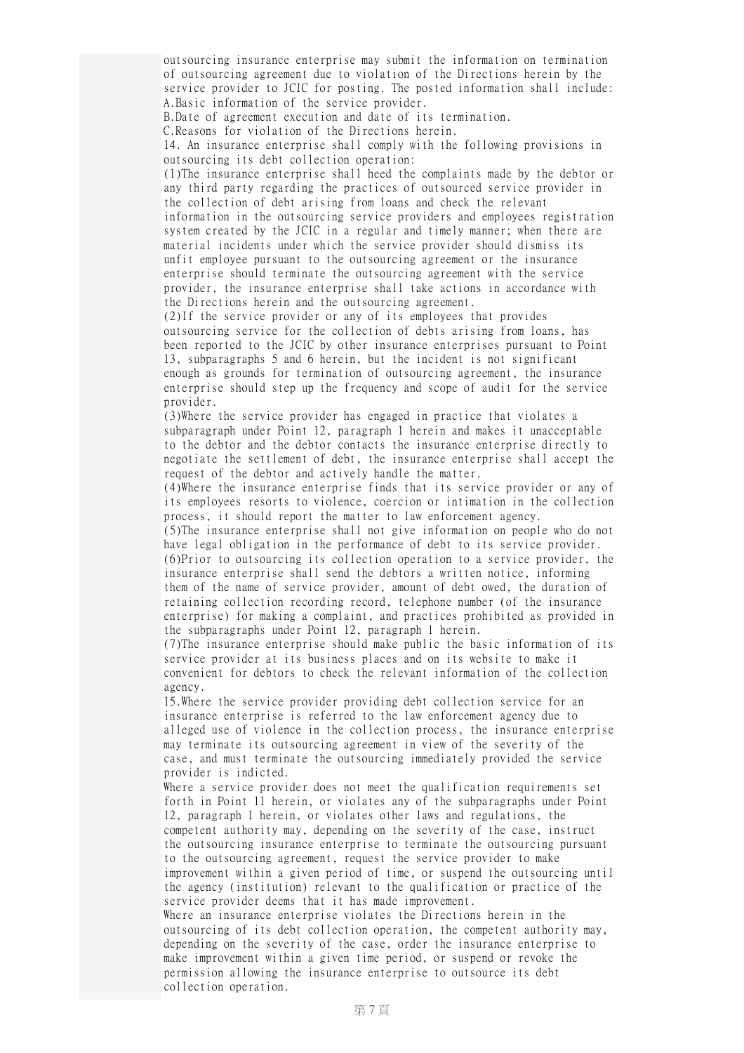outsourcing insurance enterprise may submit the information on termination of outsourcing agreement due to violation of the Directions herein by the service provider to JCIC for posting. The posted information shall include:

A.Basic information of the service provider.

B.Date of agreement execution and date of its termination.

C.Reasons for violation of the Directions herein.

14. An insurance enterprise shall comply with the following provisions in outsourcing its debt collection operation:

(1)The insurance enterprise shall heed the complaints made by the debtor or any third party regarding the practices of outsourced service provider in the collection of debt arising from loans and check the relevant information in the outsourcing service providers and employees registration system created by the JCIC in a regular and timely manner; when there are material incidents under which the service provider should dismiss its unfit employee pursuant to the outsourcing agreement or the insurance enterprise should terminate the outsourcing agreement with the service provider, the insurance enterprise shall take actions in accordance with the Directions herein and the outsourcing agreement.

(2)If the service provider or any of its employees that provides outsourcing service for the collection of debts arising from loans, has been reported to the JCIC by other insurance enterprises pursuant to Point 13, subparagraphs 5 and 6 herein, but the incident is not significant enough as grounds for termination of outsourcing agreement, the insurance enterprise should step up the frequency and scope of audit for the service provider.

(3)Where the service provider has engaged in practice that violates a subparagraph under Point 12, paragraph 1 herein and makes it unacceptable to the debtor and the debtor contacts the insurance enterprise directly to negotiate the settlement of debt, the insurance enterprise shall accept the request of the debtor and actively handle the matter.

(4)Where the insurance enterprise finds that its service provider or any of its employees resorts to violence, coercion or intimation in the collection process, it should report the matter to law enforcement agency.

(5)The insurance enterprise shall not give information on people who do not have legal obligation in the performance of debt to its service provider.

(6)Prior to outsourcing its collection operation to a service provider, the insurance enterprise shall send the debtors a written notice, informing them of the name of service provider, amount of debt owed, the duration of retaining collection recording record, telephone number (of the insurance enterprise) for making a complaint, and practices prohibited as provided in the subparagraphs under Point 12, paragraph 1 herein.

(7)The insurance enterprise should make public the basic information of its service provider at its business places and on its website to make it convenient for debtors to check the relevant information of the collection agency.

15.Where the service provider providing debt collection service for an insurance enterprise is referred to the law enforcement agency due to alleged use of violence in the collection process, the insurance enterprise may terminate its outsourcing agreement in view of the severity of the case, and must terminate the outsourcing immediately provided the service provider is indicted.

Where a service provider does not meet the qualification requirements set forth in Point 11 herein, or violates any of the subparagraphs under Point 12, paragraph 1 herein, or violates other laws and regulations, the competent authority may, depending on the severity of the case, instruct the outsourcing insurance enterprise to terminate the outsourcing pursuant to the outsourcing agreement, request the service provider to make improvement within a given period of time, or suspend the outsourcing until the agency (institution) relevant to the qualification or practice of the service provider deems that it has made improvement.

Where an insurance enterprise violates the Directions herein in the outsourcing of its debt collection operation, the competent authority may, depending on the severity of the case, order the insurance enterprise to make improvement within a given time period, or suspend or revoke the permission allowing the insurance enterprise to outsource its debt collection operation.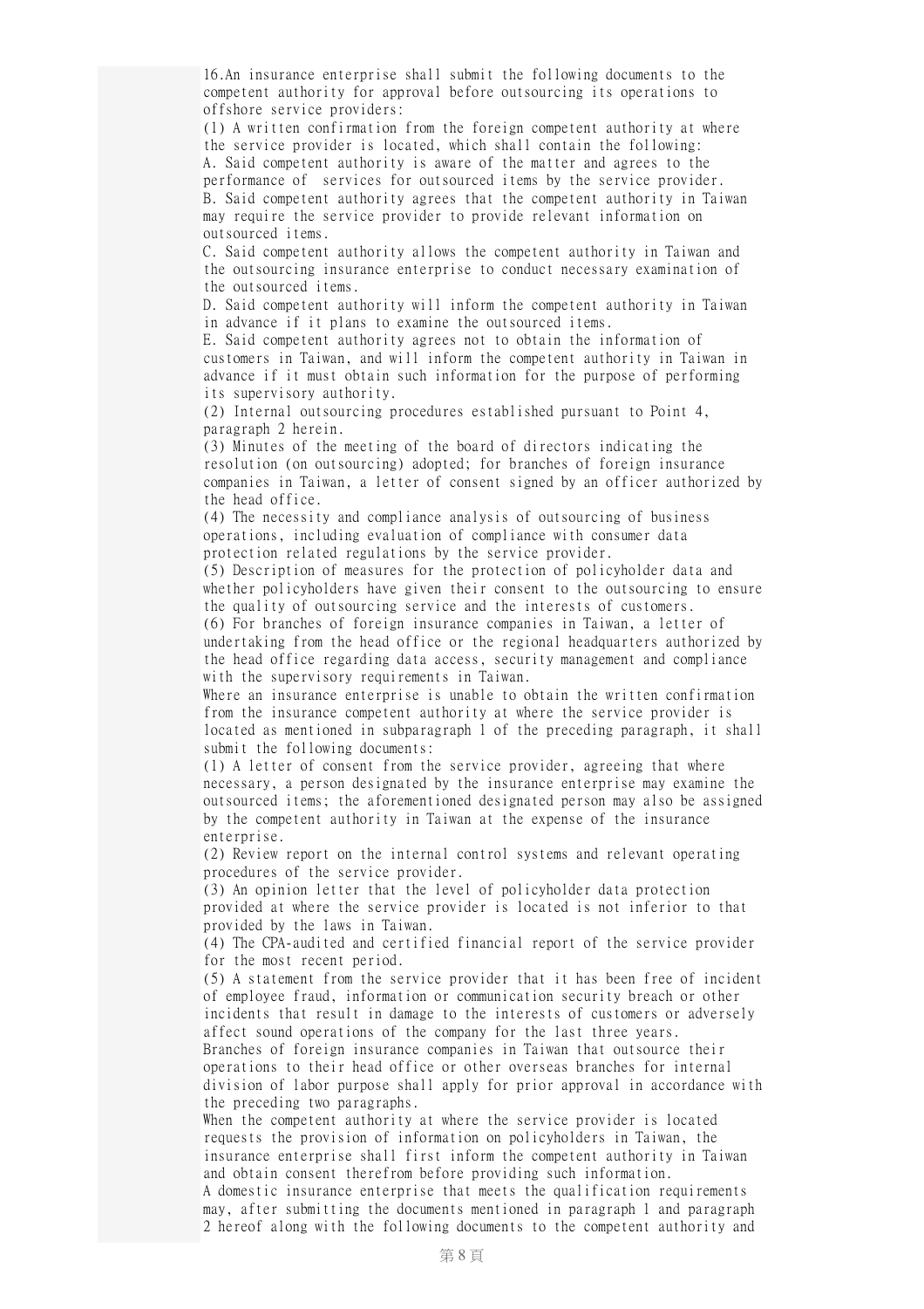16.An insurance enterprise shall submit the following documents to the competent authority for approval before outsourcing its operations to offshore service providers:

(1) A written confirmation from the foreign competent authority at where the service provider is located, which shall contain the following:

A. Said competent authority is aware of the matter and agrees to the performance of services for outsourced items by the service provider.

B. Said competent authority agrees that the competent authority in Taiwan may require the service provider to provide relevant information on outsourced items.

C. Said competent authority allows the competent authority in Taiwan and the outsourcing insurance enterprise to conduct necessary examination of the outsourced items.

D. Said competent authority will inform the competent authority in Taiwan in advance if it plans to examine the outsourced items.

E. Said competent authority agrees not to obtain the information of customers in Taiwan, and will inform the competent authority in Taiwan in advance if it must obtain such information for the purpose of performing its supervisory authority.

(2) Internal outsourcing procedures established pursuant to Point 4, paragraph 2 herein.

(3) Minutes of the meeting of the board of directors indicating the resolution (on outsourcing) adopted; for branches of foreign insurance companies in Taiwan, a letter of consent signed by an officer authorized by the head office.

(4) The necessity and compliance analysis of outsourcing of business operations, including evaluation of compliance with consumer data protection related regulations by the service provider.

(5) Description of measures for the protection of policyholder data and whether policyholders have given their consent to the outsourcing to ensure the quality of outsourcing service and the interests of customers.

(6) For branches of foreign insurance companies in Taiwan, a letter of undertaking from the head office or the regional headquarters authorized by the head office regarding data access, security management and compliance with the supervisory requirements in Taiwan.

Where an insurance enterprise is unable to obtain the written confirmation from the insurance competent authority at where the service provider is located as mentioned in subparagraph 1 of the preceding paragraph, it shall submit the following documents:

(1) A letter of consent from the service provider, agreeing that where necessary, a person designated by the insurance enterprise may examine the outsourced items; the aforementioned designated person may also be assigned by the competent authority in Taiwan at the expense of the insurance enterprise.

(2) Review report on the internal control systems and relevant operating procedures of the service provider.

(3) An opinion letter that the level of policyholder data protection provided at where the service provider is located is not inferior to that provided by the laws in Taiwan.

(4) The CPA-audited and certified financial report of the service provider for the most recent period.

(5) A statement from the service provider that it has been free of incident of employee fraud, information or communication security breach or other incidents that result in damage to the interests of customers or adversely affect sound operations of the company for the last three years.

Branches of foreign insurance companies in Taiwan that outsource their operations to their head office or other overseas branches for internal division of labor purpose shall apply for prior approval in accordance with the preceding two paragraphs.

When the competent authority at where the service provider is located requests the provision of information on policyholders in Taiwan, the insurance enterprise shall first inform the competent authority in Taiwan and obtain consent therefrom before providing such information.

A domestic insurance enterprise that meets the qualification requirements may, after submitting the documents mentioned in paragraph 1 and paragraph 2 hereof along with the following documents to the competent authority and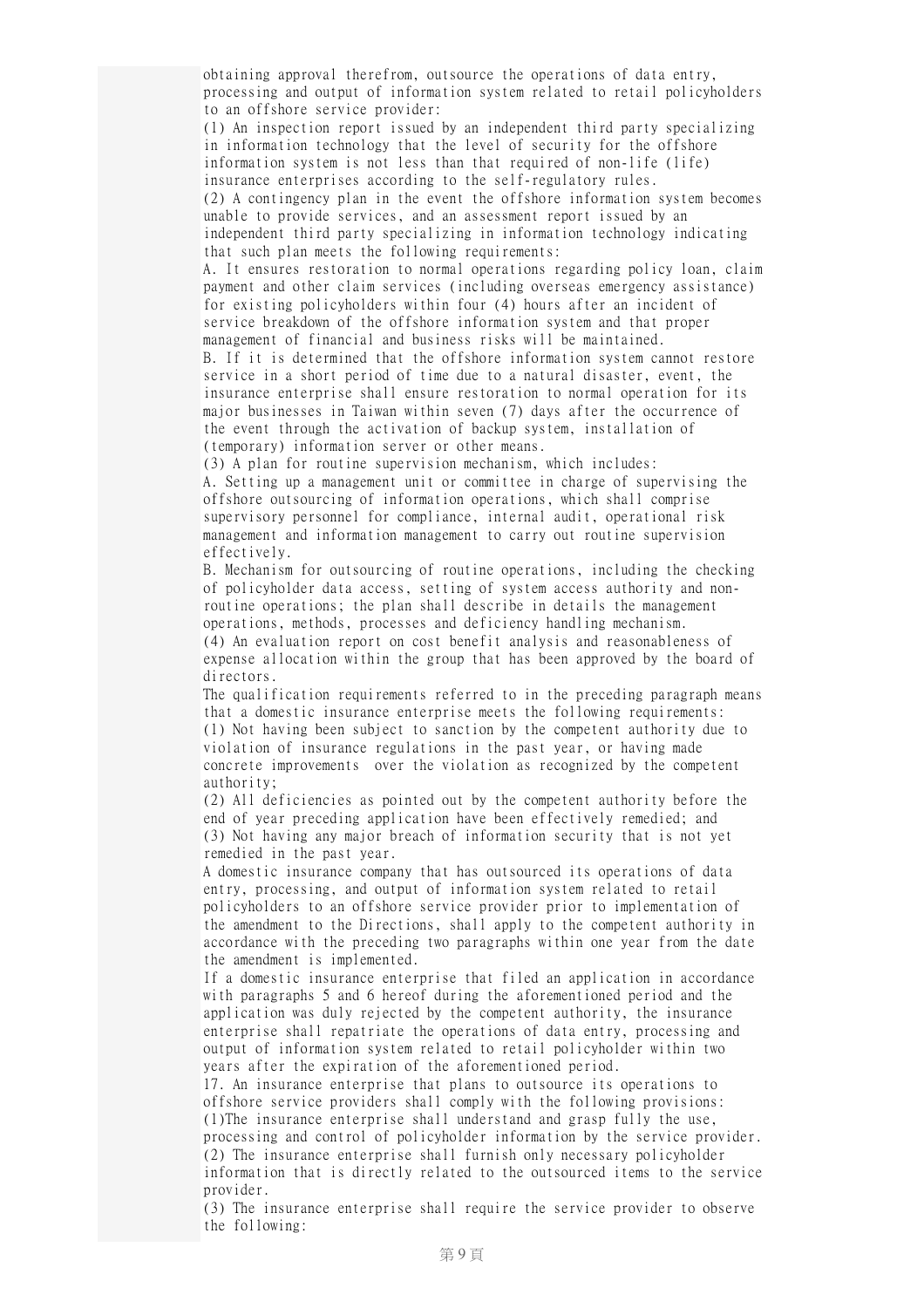obtaining approval therefrom, outsource the operations of data entry, processing and output of information system related to retail policyholders to an offshore service provider:

(1) An inspection report issued by an independent third party specializing in information technology that the level of security for the offshore information system is not less than that required of non-life (life) insurance enterprises according to the self-regulatory rules.

(2) A contingency plan in the event the offshore information system becomes unable to provide services, and an assessment report issued by an independent third party specializing in information technology indicating that such plan meets the following requirements:

A. It ensures restoration to normal operations regarding policy loan, claim payment and other claim services (including overseas emergency assistance) for existing policyholders within four (4) hours after an incident of service breakdown of the offshore information system and that proper management of financial and business risks will be maintained.

B. If it is determined that the offshore information system cannot restore service in a short period of time due to a natural disaster, event, the insurance enterprise shall ensure restoration to normal operation for its major businesses in Taiwan within seven (7) days after the occurrence of the event through the activation of backup system, installation of (temporary) information server or other means.

(3) A plan for routine supervision mechanism, which includes:

A. Setting up a management unit or committee in charge of supervising the offshore outsourcing of information operations, which shall comprise supervisory personnel for compliance, internal audit, operational risk management and information management to carry out routine supervision effectively.

B. Mechanism for outsourcing of routine operations, including the checking of policyholder data access, setting of system access authority and non-routine operations; the plan shall describe in details the management operations, methods, processes and deficiency handling mechanism.

(4) An evaluation report on cost benefit analysis and reasonableness of expense allocation within the group that has been approved by the board of directors.

The qualification requirements referred to in the preceding paragraph means that a domestic insurance enterprise meets the following requirements:

(1) Not having been subject to sanction by the competent authority due to violation of insurance regulations in the past year, or having made concrete improvements over the violation as recognized by the competent authority;

(2) All deficiencies as pointed out by the competent authority before the end of year preceding application have been effectively remedied; and

(3) Not having any major breach of information security that is not yet remedied in the past year.

A domestic insurance company that has outsourced its operations of data entry, processing, and output of information system related to retail policyholders to an offshore service provider prior to implementation of the amendment to the Directions, shall apply to the competent authority in accordance with the preceding two paragraphs within one year from the date the amendment is implemented.

If a domestic insurance enterprise that filed an application in accordance with paragraphs 5 and 6 hereof during the aforementioned period and the application was duly rejected by the competent authority, the insurance enterprise shall repatriate the operations of data entry, processing and output of information system related to retail policyholder within two years after the expiration of the aforementioned period.

17. An insurance enterprise that plans to outsource its operations to offshore service providers shall comply with the following provisions:

(1)The insurance enterprise shall understand and grasp fully the use, processing and control of policyholder information by the service provider.

(2) The insurance enterprise shall furnish only necessary policyholder information that is directly related to the outsourced items to the service provider.

(3) The insurance enterprise shall require the service provider to observe the following: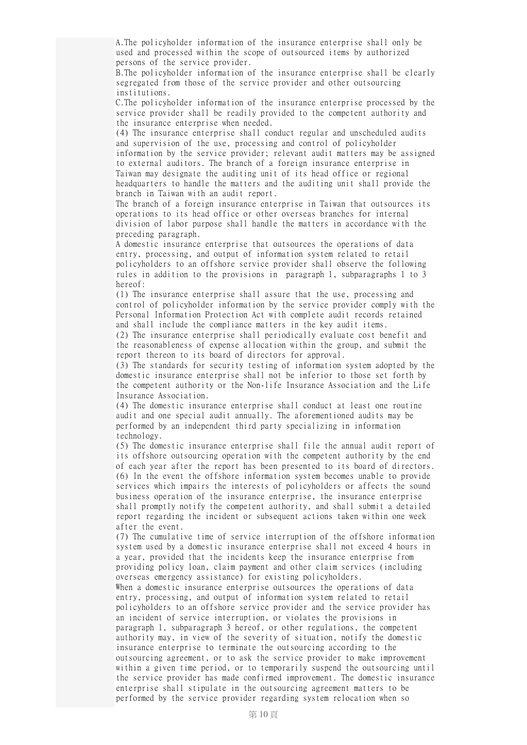A.The policyholder information of the insurance enterprise shall only be used and processed within the scope of outsourced items by authorized persons of the service provider.

B.The policyholder information of the insurance enterprise shall be clearly segregated from those of the service provider and other outsourcing institutions.

C.The policyholder information of the insurance enterprise processed by the service provider shall be readily provided to the competent authority and the insurance enterprise when needed.

(4) The insurance enterprise shall conduct regular and unscheduled audits and supervision of the use, processing and control of policyholder information by the service provider; relevant audit matters may be assigned to external auditors. The branch of a foreign insurance enterprise in Taiwan may designate the auditing unit of its head office or regional headquarters to handle the matters and the auditing unit shall provide the branch in Taiwan with an audit report.

The branch of a foreign insurance enterprise in Taiwan that outsources its operations to its head office or other overseas branches for internal division of labor purpose shall handle the matters in accordance with the preceding paragraph.

A domestic insurance enterprise that outsources the operations of data entry, processing, and output of information system related to retail policyholders to an offshore service provider shall observe the following rules in addition to the provisions in paragraph 1, subparagraphs 1 to 3 hereof:

(1) The insurance enterprise shall assure that the use, processing and control of policyholder information by the service provider comply with the Personal Information Protection Act with complete audit records retained and shall include the compliance matters in the key audit items.

(2) The insurance enterprise shall periodically evaluate cost benefit and the reasonableness of expense allocation within the group, and submit the report thereon to its board of directors for approval.

(3) The standards for security testing of information system adopted by the domestic insurance enterprise shall not be inferior to those set forth by the competent authority or the Non-life Insurance Association and the Life Insurance Association.

(4) The domestic insurance enterprise shall conduct at least one routine audit and one special audit annually. The aforementioned audits may be performed by an independent third party specializing in information technology.

(5) The domestic insurance enterprise shall file the annual audit report of its offshore outsourcing operation with the competent authority by the end of each year after the report has been presented to its board of directors.

(6) In the event the offshore information system becomes unable to provide services which impairs the interests of policyholders or affects the sound business operation of the insurance enterprise, the insurance enterprise shall promptly notify the competent authority, and shall submit a detailed report regarding the incident or subsequent actions taken within one week after the event.

(7) The cumulative time of service interruption of the offshore information system used by a domestic insurance enterprise shall not exceed 4 hours in a year, provided that the incidents keep the insurance enterprise from providing policy loan, claim payment and other claim services (including overseas emergency assistance) for existing policyholders.

When a domestic insurance enterprise outsources the operations of data entry, processing, and output of information system related to retail policyholders to an offshore service provider and the service provider has an incident of service interruption, or violates the provisions in paragraph 1, subparagraph 3 hereof, or other regulations, the competent authority may, in view of the severity of situation, notify the domestic insurance enterprise to terminate the outsourcing according to the outsourcing agreement, or to ask the service provider to make improvement within a given time period, or to temporarily suspend the outsourcing until the service provider has made confirmed improvement. The domestic insurance enterprise shall stipulate in the outsourcing agreement matters to be performed by the service provider regarding system relocation when so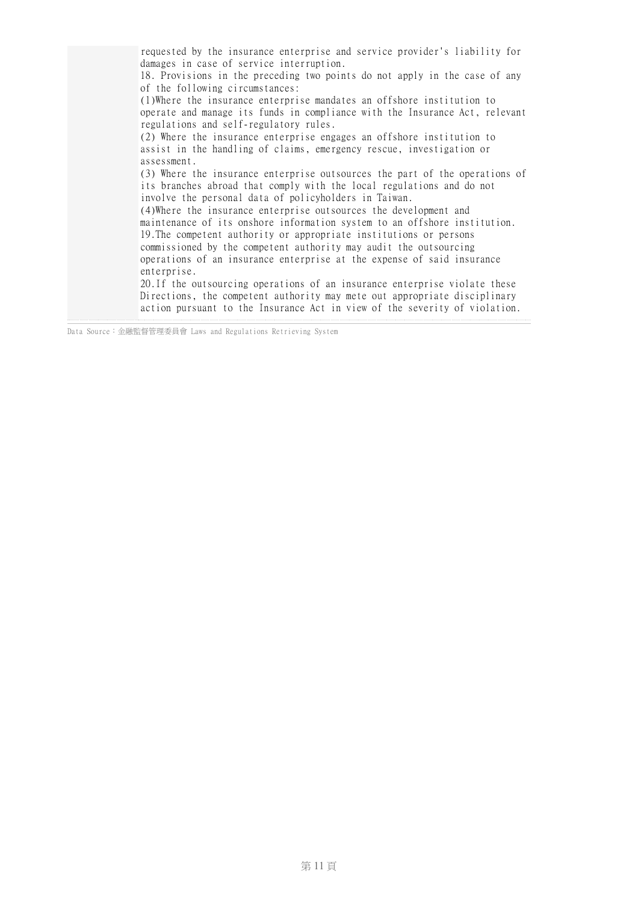requested by the insurance enterprise and service provider's liability for damages in case of service interruption.

18. Provisions in the preceding two points do not apply in the case of any of the following circumstances:

(1)Where the insurance enterprise mandates an offshore institution to operate and manage its funds in compliance with the Insurance Act, relevant regulations and self-regulatory rules.

(2) Where the insurance enterprise engages an offshore institution to assist in the handling of claims, emergency rescue, investigation or assessment.

(3) Where the insurance enterprise outsources the part of the operations of its branches abroad that comply with the local regulations and do not involve the personal data of policyholders in Taiwan.

(4)Where the insurance enterprise outsources the development and maintenance of its onshore information system to an offshore institution.

19.The competent authority or appropriate institutions or persons commissioned by the competent authority may audit the outsourcing operations of an insurance enterprise at the expense of said insurance enterprise.

20.If the outsourcing operations of an insurance enterprise violate these Directions, the competent authority may mete out appropriate disciplinary action pursuant to the Insurance Act in view of the severity of violation.

Data Source：金融監督管理委員會 Laws and Regulations Retrieving System